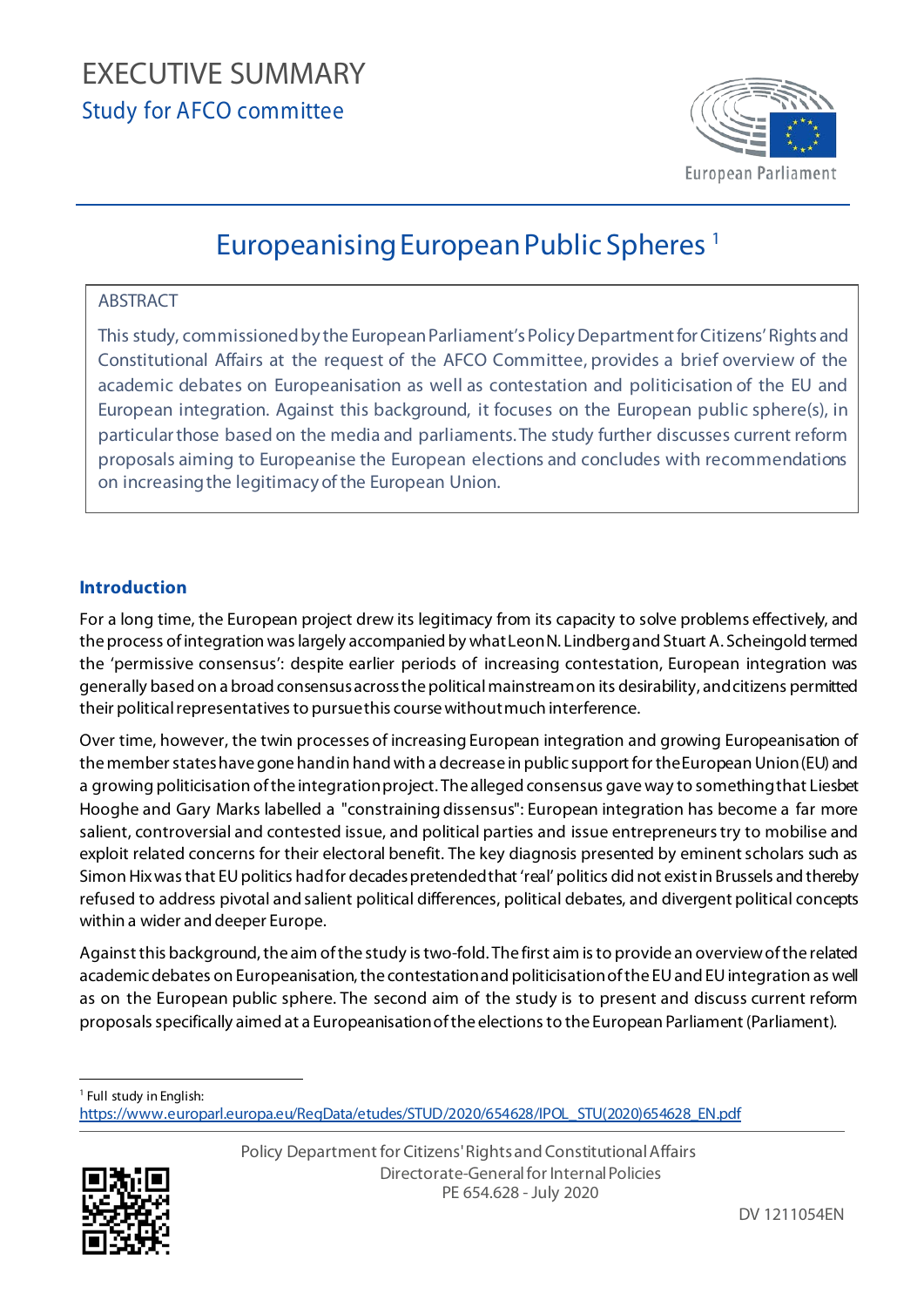# EXECUTIVE SUMMARY

## Study for AFCO committee

# Europeanising European Public Spheres [1]

> **ABSTRACT**
>
> This study, commissioned by the European Parliament's Policy Department for Citizens' Rights and Constitutional Affairs at the request of the AFCO Committee, provides a brief overview of the academic debates on Europeanisation as well as contestation and politicisation of the EU and European integration. Against this background, it focuses on the European public sphere(s), in particular those based on the media and parliaments. The study further discusses current reform proposals aiming to Europeanise the European elections and concludes with recommendations on increasing the legitimacy of the European Union.

### Introduction

For a long time, the European project drew its legitimacy from its capacity to solve problems effectively, and the process of integration was largely accompanied by what Leon N. Lindberg and Stuart A. Scheingold termed the 'permissive consensus': despite earlier periods of increasing contestation, European integration was generally based on a broad consensus across the political mainstream on its desirability, and citizens permitted their political representatives to pursue this course without much interference.

Over time, however, the twin processes of increasing European integration and growing Europeanisation of the member states have gone hand in hand with a decrease in public support for the European Union (EU) and a growing politicisation of the integration project. The alleged consensus gave way to something that Liesbet Hooghe and Gary Marks labelled a "constraining dissensus": European integration has become a far more salient, controversial and contested issue, and political parties and issue entrepreneurs try to mobilise and exploit related concerns for their electoral benefit. The key diagnosis presented by eminent scholars such as Simon Hix was that EU politics had for decades pretended that 'real' politics did not exist in Brussels and thereby refused to address pivotal and salient political differences, political debates, and divergent political concepts within a wider and deeper Europe.

Against this background, the aim of the study is two-fold. The first aim is to provide an overview of the related academic debates on Europeanisation, the contestation and politicisation of the EU and EU integration as well as on the European public sphere. The second aim of the study is to present and discuss current reform proposals specifically aimed at a Europeanisation of the elections to the European Parliament (Parliament).

---

[1] Full study in English: https://www.europarl.europa.eu/RegData/etudes/STUD/2020/654628/IPOL_STU(2020)654628_EN.pdf

Policy Department for Citizens' Rights and Constitutional Affairs
Directorate-General for Internal Policies
PE 654.628 - July 2020

DV 1211054EN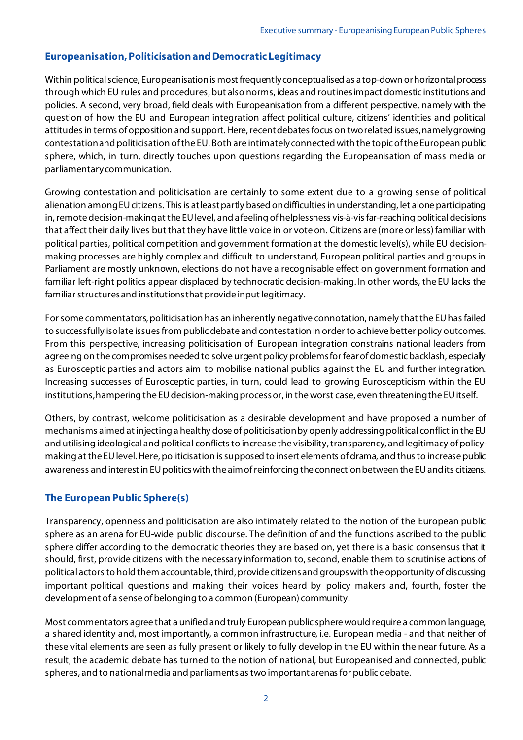## Europeanisation, Politicisation and Democratic Legitimacy

Within political science, Europeanisation is most frequently conceptualised as a top-down or horizontal process through which EU rules and procedures, but also norms, ideas and routines impact domestic institutions and policies. A second, very broad, field deals with Europeanisation from a different perspective, namely with the question of how the EU and European integration affect political culture, citizens' identities and political attitudes in terms of opposition and support. Here, recent debates focus on two related issues, namely growing contestation and politicisation of the EU. Both are intimately connected with the topic of the European public sphere, which, in turn, directly touches upon questions regarding the Europeanisation of mass media or parliamentary communication.

Growing contestation and politicisation are certainly to some extent due to a growing sense of political alienation among EU citizens. This is at least partly based on difficulties in understanding, let alone participating in, remote decision-making at the EU level, and a feeling of helplessness vis-à-vis far-reaching political decisions that affect their daily lives but that they have little voice in or vote on. Citizens are (more or less) familiar with political parties, political competition and government formation at the domestic level(s), while EU decision-making processes are highly complex and difficult to understand, European political parties and groups in Parliament are mostly unknown, elections do not have a recognisable effect on government formation and familiar left-right politics appear displaced by technocratic decision-making. In other words, the EU lacks the familiar structures and institutions that provide input legitimacy.

For some commentators, politicisation has an inherently negative connotation, namely that the EU has failed to successfully isolate issues from public debate and contestation in order to achieve better policy outcomes. From this perspective, increasing politicisation of European integration constrains national leaders from agreeing on the compromises needed to solve urgent policy problems for fear of domestic backlash, especially as Eurosceptic parties and actors aim to mobilise national publics against the EU and further integration. Increasing successes of Eurosceptic parties, in turn, could lead to growing Euroscepticism within the EU institutions, hampering the EU decision-making process or, in the worst case, even threatening the EU itself.

Others, by contrast, welcome politicisation as a desirable development and have proposed a number of mechanisms aimed at injecting a healthy dose of politicisation by openly addressing political conflict in the EU and utilising ideological and political conflicts to increase the visibility, transparency, and legitimacy of policy-making at the EU level. Here, politicisation is supposed to insert elements of drama, and thus to increase public awareness and interest in EU politics with the aim of reinforcing the connection between the EU and its citizens.

## The European Public Sphere(s)

Transparency, openness and politicisation are also intimately related to the notion of the European public sphere as an arena for EU-wide public discourse. The definition of and the functions ascribed to the public sphere differ according to the democratic theories they are based on, yet there is a basic consensus that it should, first, provide citizens with the necessary information to, second, enable them to scrutinise actions of political actors to hold them accountable, third, provide citizens and groups with the opportunity of discussing important political questions and making their voices heard by policy makers and, fourth, foster the development of a sense of belonging to a common (European) community.

Most commentators agree that a unified and truly European public sphere would require a common language, a shared identity and, most importantly, a common infrastructure, i.e. European media - and that neither of these vital elements are seen as fully present or likely to fully develop in the EU within the near future. As a result, the academic debate has turned to the notion of national, but Europeanised and connected, public spheres, and to national media and parliaments as two important arenas for public debate.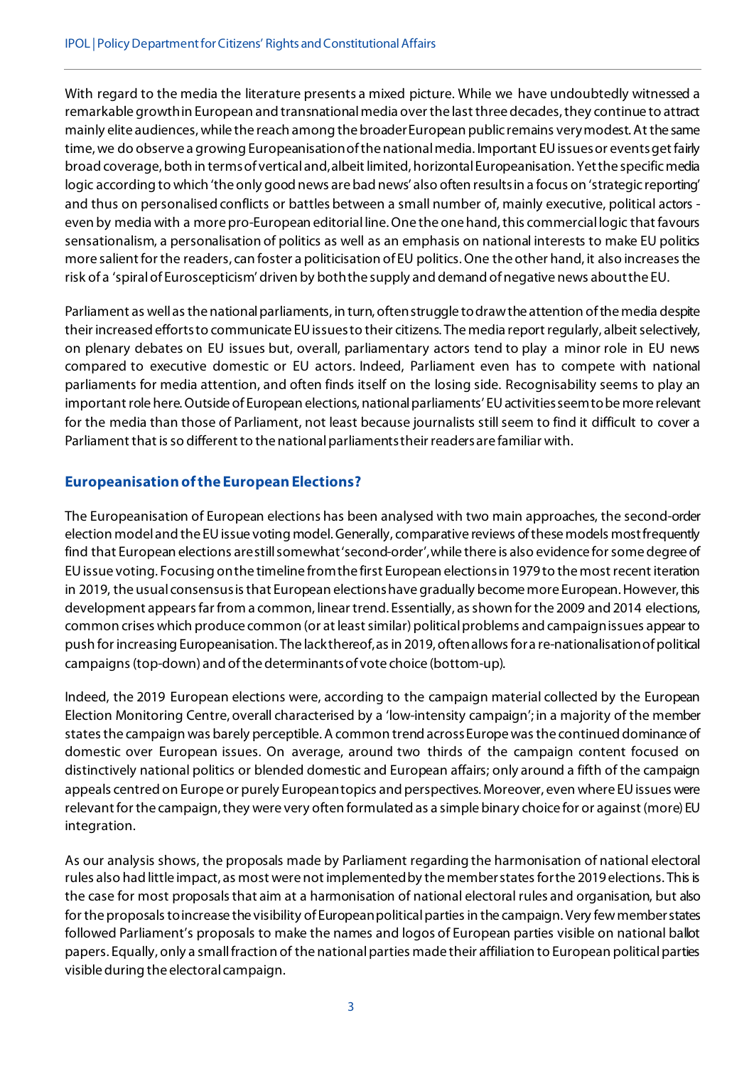With regard to the media the literature presents a mixed picture. While we have undoubtedly witnessed a remarkable growth in European and transnational media over the last three decades, they continue to attract mainly elite audiences, while the reach among the broader European public remains very modest. At the same time, we do observe a growing Europeanisation of the national media. Important EU issues or events get fairly broad coverage, both in terms of vertical and, albeit limited, horizontal Europeanisation. Yet the specific media logic according to which 'the only good news are bad news' also often results in a focus on 'strategic reporting' and thus on personalised conflicts or battles between a small number of, mainly executive, political actors - even by media with a more pro-European editorial line. One the one hand, this commercial logic that favours sensationalism, a personalisation of politics as well as an emphasis on national interests to make EU politics more salient for the readers, can foster a politicisation of EU politics. One the other hand, it also increases the risk of a 'spiral of Euroscepticism' driven by both the supply and demand of negative news about the EU.

Parliament as well as the national parliaments, in turn, often struggle to draw the attention of the media despite their increased efforts to communicate EU issues to their citizens. The media report regularly, albeit selectively, on plenary debates on EU issues but, overall, parliamentary actors tend to play a minor role in EU news compared to executive domestic or EU actors. Indeed, Parliament even has to compete with national parliaments for media attention, and often finds itself on the losing side. Recognisability seems to play an important role here. Outside of European elections, national parliaments' EU activities seem to be more relevant for the media than those of Parliament, not least because journalists still seem to find it difficult to cover a Parliament that is so different to the national parliaments their readers are familiar with.

### Europeanisation of the European Elections?

The Europeanisation of European elections has been analysed with two main approaches, the second-order election model and the EU issue voting model. Generally, comparative reviews of these models most frequently find that European elections are still somewhat 'second-order', while there is also evidence for some degree of EU issue voting. Focusing on the timeline from the first European elections in 1979 to the most recent iteration in 2019, the usual consensus is that European elections have gradually become more European. However, this development appears far from a common, linear trend. Essentially, as shown for the 2009 and 2014 elections, common crises which produce common (or at least similar) political problems and campaign issues appear to push for increasing Europeanisation. The lack thereof, as in 2019, often allows for a re-nationalisation of political campaigns (top-down) and of the determinants of vote choice (bottom-up).

Indeed, the 2019 European elections were, according to the campaign material collected by the European Election Monitoring Centre, overall characterised by a 'low-intensity campaign'; in a majority of the member states the campaign was barely perceptible. A common trend across Europe was the continued dominance of domestic over European issues. On average, around two thirds of the campaign content focused on distinctively national politics or blended domestic and European affairs; only around a fifth of the campaign appeals centred on Europe or purely European topics and perspectives. Moreover, even where EU issues were relevant for the campaign, they were very often formulated as a simple binary choice for or against (more) EU integration.

As our analysis shows, the proposals made by Parliament regarding the harmonisation of national electoral rules also had little impact, as most were not implemented by the member states for the 2019 elections. This is the case for most proposals that aim at a harmonisation of national electoral rules and organisation, but also for the proposals to increase the visibility of European political parties in the campaign. Very few member states followed Parliament's proposals to make the names and logos of European parties visible on national ballot papers. Equally, only a small fraction of the national parties made their affiliation to European political parties visible during the electoral campaign.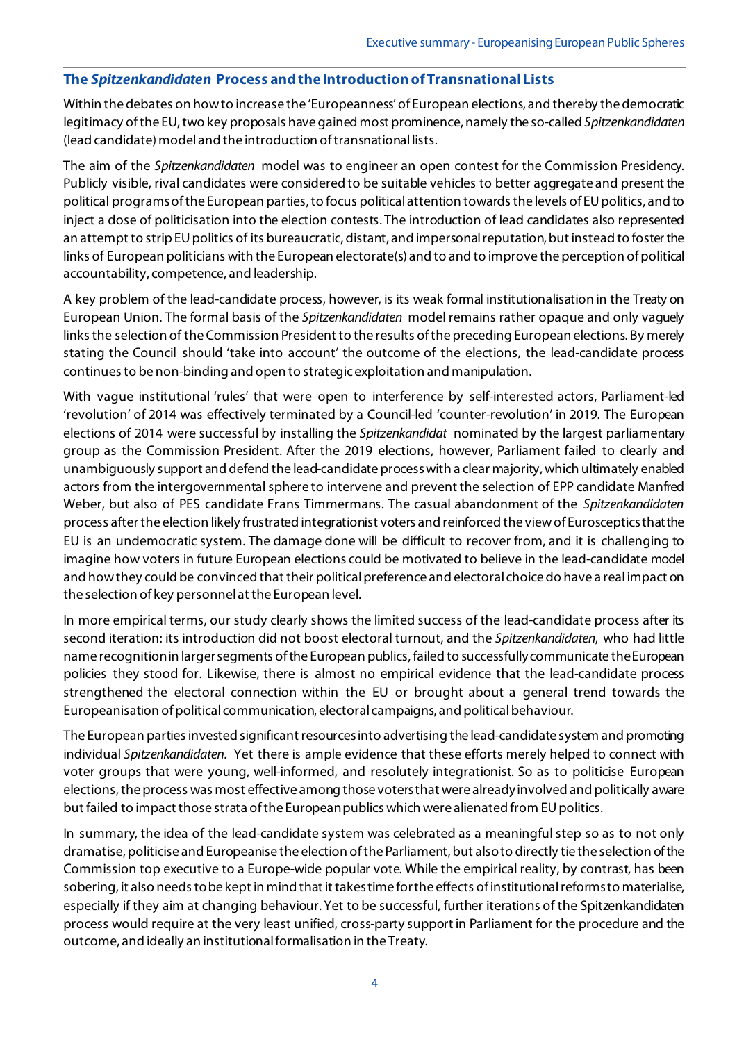## The *Spitzenkandidaten* Process and the Introduction of Transnational Lists

Within the debates on how to increase the 'Europeanness' of European elections, and thereby the democratic legitimacy of the EU, two key proposals have gained most prominence, namely the so-called *Spitzenkandidaten* (lead candidate) model and the introduction of transnational lists.

The aim of the *Spitzenkandidaten* model was to engineer an open contest for the Commission Presidency. Publicly visible, rival candidates were considered to be suitable vehicles to better aggregate and present the political programs of the European parties, to focus political attention towards the levels of EU politics, and to inject a dose of politicisation into the election contests. The introduction of lead candidates also represented an attempt to strip EU politics of its bureaucratic, distant, and impersonal reputation, but instead to foster the links of European politicians with the European electorate(s) and to and to improve the perception of political accountability, competence, and leadership.

A key problem of the lead-candidate process, however, is its weak formal institutionalisation in the Treaty on European Union. The formal basis of the *Spitzenkandidaten* model remains rather opaque and only vaguely links the selection of the Commission President to the results of the preceding European elections. By merely stating the Council should 'take into account' the outcome of the elections, the lead-candidate process continues to be non-binding and open to strategic exploitation and manipulation.

With vague institutional 'rules' that were open to interference by self-interested actors, Parliament-led 'revolution' of 2014 was effectively terminated by a Council-led 'counter-revolution' in 2019. The European elections of 2014 were successful by installing the *Spitzenkandidat* nominated by the largest parliamentary group as the Commission President. After the 2019 elections, however, Parliament failed to clearly and unambiguously support and defend the lead-candidate process with a clear majority, which ultimately enabled actors from the intergovernmental sphere to intervene and prevent the selection of EPP candidate Manfred Weber, but also of PES candidate Frans Timmermans. The casual abandonment of the *Spitzenkandidaten* process after the election likely frustrated integrationist voters and reinforced the view of Eurosceptics that the EU is an undemocratic system. The damage done will be difficult to recover from, and it is challenging to imagine how voters in future European elections could be motivated to believe in the lead-candidate model and how they could be convinced that their political preference and electoral choice do have a real impact on the selection of key personnel at the European level.

In more empirical terms, our study clearly shows the limited success of the lead-candidate process after its second iteration: its introduction did not boost electoral turnout, and the *Spitzenkandidaten*, who had little name recognition in larger segments of the European publics, failed to successfully communicate the European policies they stood for. Likewise, there is almost no empirical evidence that the lead-candidate process strengthened the electoral connection within the EU or brought about a general trend towards the Europeanisation of political communication, electoral campaigns, and political behaviour.

The European parties invested significant resources into advertising the lead-candidate system and promoting individual *Spitzenkandidaten*. Yet there is ample evidence that these efforts merely helped to connect with voter groups that were young, well-informed, and resolutely integrationist. So as to politicise European elections, the process was most effective among those voters that were already involved and politically aware but failed to impact those strata of the European publics which were alienated from EU politics.

In summary, the idea of the lead-candidate system was celebrated as a meaningful step so as to not only dramatise, politicise and Europeanise the election of the Parliament, but also to directly tie the selection of the Commission top executive to a Europe-wide popular vote. While the empirical reality, by contrast, has been sobering, it also needs to be kept in mind that it takes time for the effects of institutional reforms to materialise, especially if they aim at changing behaviour. Yet to be successful, further iterations of the Spitzenkandidaten process would require at the very least unified, cross-party support in Parliament for the procedure and the outcome, and ideally an institutional formalisation in the Treaty.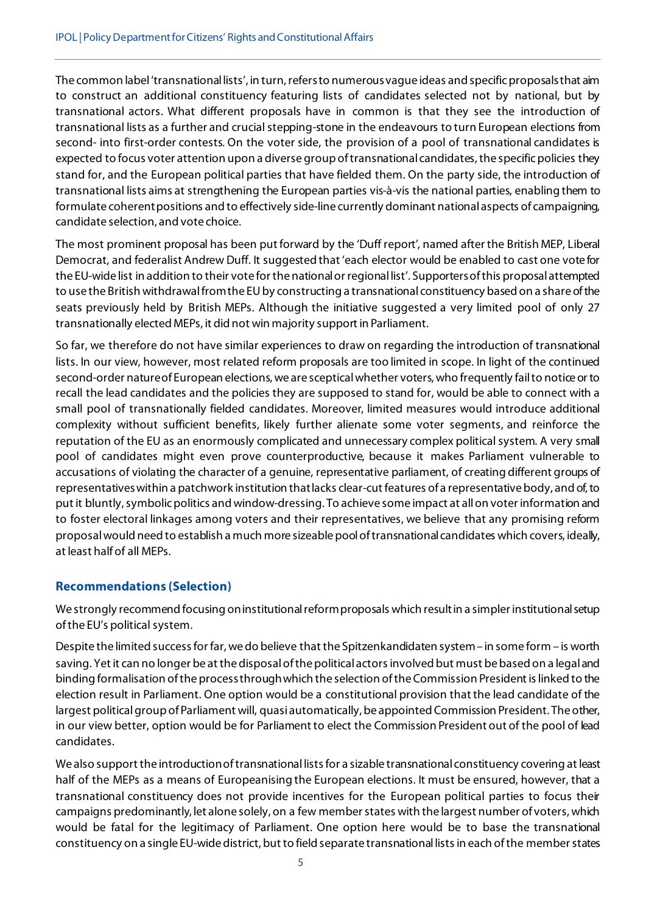The common label 'transnational lists', in turn, refers to numerous vague ideas and specific proposals that aim to construct an additional constituency featuring lists of candidates selected not by national, but by transnational actors. What different proposals have in common is that they see the introduction of transnational lists as a further and crucial stepping-stone in the endeavours to turn European elections from second- into first-order contests. On the voter side, the provision of a pool of transnational candidates is expected to focus voter attention upon a diverse group of transnational candidates, the specific policies they stand for, and the European political parties that have fielded them. On the party side, the introduction of transnational lists aims at strengthening the European parties vis-à-vis the national parties, enabling them to formulate coherent positions and to effectively side-line currently dominant national aspects of campaigning, candidate selection, and vote choice.

The most prominent proposal has been put forward by the 'Duff report', named after the British MEP, Liberal Democrat, and federalist Andrew Duff. It suggested that 'each elector would be enabled to cast one vote for the EU-wide list in addition to their vote for the national or regional list'. Supporters of this proposal attempted to use the British withdrawal from the EU by constructing a transnational constituency based on a share of the seats previously held by British MEPs. Although the initiative suggested a very limited pool of only 27 transnationally elected MEPs, it did not win majority support in Parliament.

So far, we therefore do not have similar experiences to draw on regarding the introduction of transnational lists. In our view, however, most related reform proposals are too limited in scope. In light of the continued second-order nature of European elections, we are sceptical whether voters, who frequently fail to notice or to recall the lead candidates and the policies they are supposed to stand for, would be able to connect with a small pool of transnationally fielded candidates. Moreover, limited measures would introduce additional complexity without sufficient benefits, likely further alienate some voter segments, and reinforce the reputation of the EU as an enormously complicated and unnecessary complex political system. A very small pool of candidates might even prove counterproductive, because it makes Parliament vulnerable to accusations of violating the character of a genuine, representative parliament, of creating different groups of representatives within a patchwork institution that lacks clear-cut features of a representative body, and of, to put it bluntly, symbolic politics and window-dressing. To achieve some impact at all on voter information and to foster electoral linkages among voters and their representatives, we believe that any promising reform proposal would need to establish a much more sizeable pool of transnational candidates which covers, ideally, at least half of all MEPs.

## Recommendations (Selection)

We strongly recommend focusing on institutional reform proposals which result in a simpler institutional setup of the EU's political system.

Despite the limited success for far, we do believe that the Spitzenkandidaten system – in some form – is worth saving. Yet it can no longer be at the disposal of the political actors involved but must be based on a legal and binding formalisation of the process through which the selection of the Commission President is linked to the election result in Parliament. One option would be a constitutional provision that the lead candidate of the largest political group of Parliament will, quasi automatically, be appointed Commission President. The other, in our view better, option would be for Parliament to elect the Commission President out of the pool of lead candidates.

We also support the introduction of transnational lists for a sizable transnational constituency covering at least half of the MEPs as a means of Europeanising the European elections. It must be ensured, however, that a transnational constituency does not provide incentives for the European political parties to focus their campaigns predominantly, let alone solely, on a few member states with the largest number of voters, which would be fatal for the legitimacy of Parliament. One option here would be to base the transnational constituency on a single EU-wide district, but to field separate transnational lists in each of the member states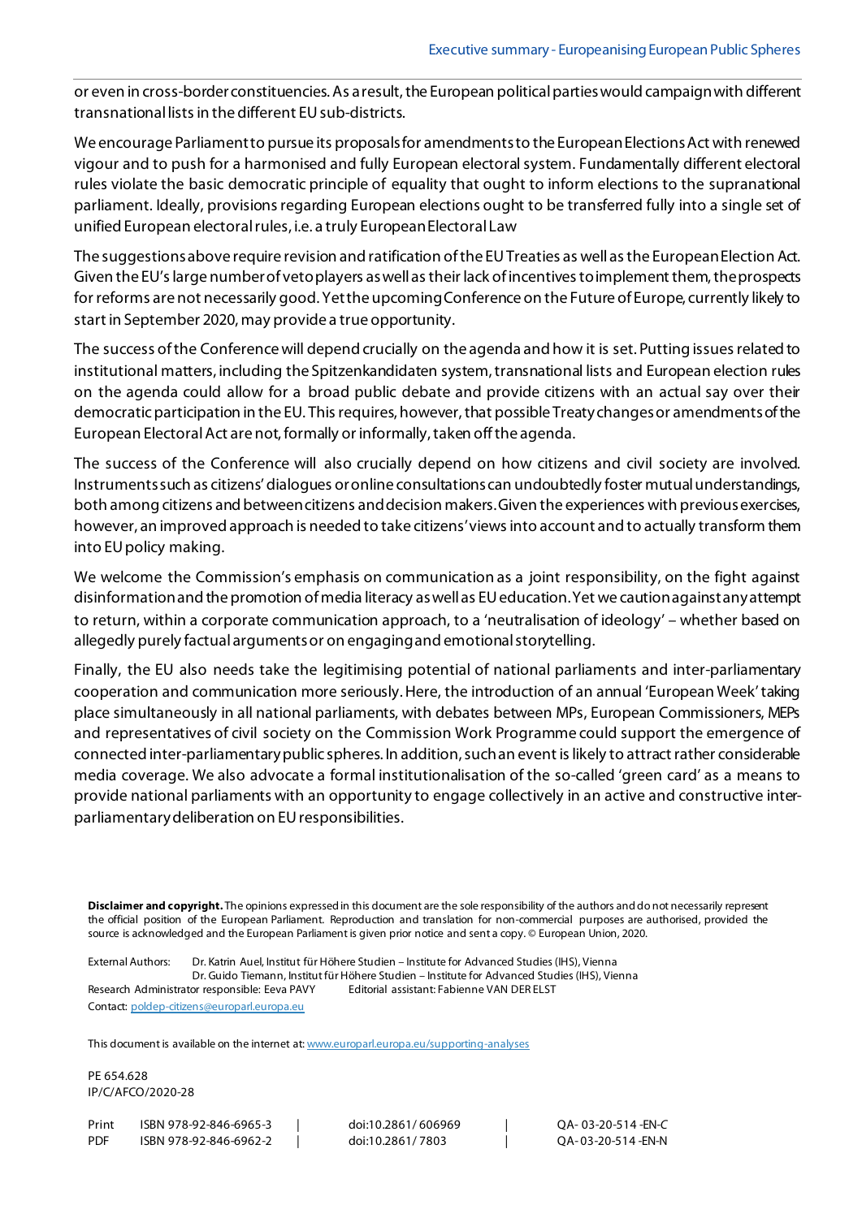or even in cross-border constituencies. As a result, the European political parties would campaign with different transnational lists in the different EU sub-districts.

We encourage Parliament to pursue its proposals for amendments to the European Elections Act with renewed vigour and to push for a harmonised and fully European electoral system. Fundamentally different electoral rules violate the basic democratic principle of equality that ought to inform elections to the supranational parliament. Ideally, provisions regarding European elections ought to be transferred fully into a single set of unified European electoral rules, i.e. a truly European Electoral Law

The suggestions above require revision and ratification of the EU Treaties as well as the European Election Act. Given the EU's large number of veto players as well as their lack of incentives to implement them, the prospects for reforms are not necessarily good. Yet the upcoming Conference on the Future of Europe, currently likely to start in September 2020, may provide a true opportunity.

The success of the Conference will depend crucially on the agenda and how it is set. Putting issues related to institutional matters, including the Spitzenkandidaten system, transnational lists and European election rules on the agenda could allow for a broad public debate and provide citizens with an actual say over their democratic participation in the EU. This requires, however, that possible Treaty changes or amendments of the European Electoral Act are not, formally or informally, taken off the agenda.

The success of the Conference will also crucially depend on how citizens and civil society are involved. Instruments such as citizens' dialogues or online consultations can undoubtedly foster mutual understandings, both among citizens and between citizens and decision makers. Given the experiences with previous exercises, however, an improved approach is needed to take citizens' views into account and to actually transform them into EU policy making.

We welcome the Commission's emphasis on communication as a joint responsibility, on the fight against disinformation and the promotion of media literacy as well as EU education. Yet we caution against any attempt to return, within a corporate communication approach, to a 'neutralisation of ideology' – whether based on allegedly purely factual arguments or on engaging and emotional storytelling.

Finally, the EU also needs take the legitimising potential of national parliaments and inter-parliamentary cooperation and communication more seriously. Here, the introduction of an annual 'European Week' taking place simultaneously in all national parliaments, with debates between MPs, European Commissioners, MEPs and representatives of civil society on the Commission Work Programme could support the emergence of connected inter-parliamentary public spheres. In addition, such an event is likely to attract rather considerable media coverage. We also advocate a formal institutionalisation of the so-called 'green card' as a means to provide national parliaments with an opportunity to engage collectively in an active and constructive inter-parliamentary deliberation on EU responsibilities.

**Disclaimer and copyright.** The opinions expressed in this document are the sole responsibility of the authors and do not necessarily represent the official position of the European Parliament. Reproduction and translation for non-commercial purposes are authorised, provided the source is acknowledged and the European Parliament is given prior notice and sent a copy. © European Union, 2020.

External Authors: Dr. Katrin Auel, Institut für Höhere Studien – Institute for Advanced Studies (IHS), Vienna
Dr. Guido Tiemann, Institut für Höhere Studien – Institute for Advanced Studies (IHS), Vienna
Research Administrator responsible: Eeva PAVY Editorial assistant: Fabienne VAN DER ELST
Contact: poldep-citizens@europarl.europa.eu

This document is available on the internet at: www.europarl.europa.eu/supporting-analyses

PE 654.628
IP/C/AFCO/2020-28

| | | | |
|---|---|---|---|
| Print | ISBN 978-92-846-6965-3 | doi:10.2861/606969 | QA-03-20-514-EN-C |
| PDF | ISBN 978-92-846-6962-2 | doi:10.2861/7803 | QA-03-20-514-EN-N |